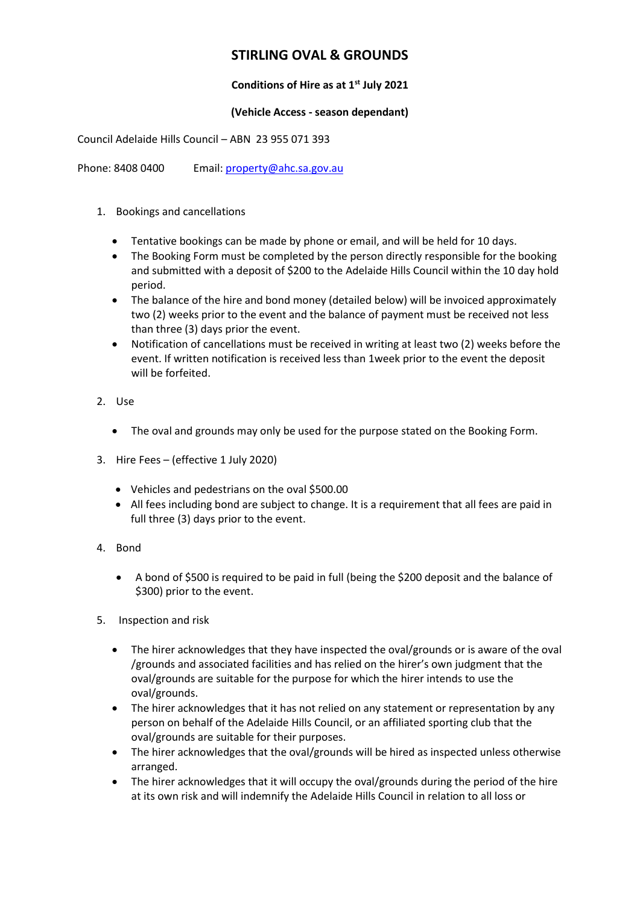# STIRLING OVAL & GROUNDS

**Conditions of Hire as at 1st July 2021**

**(Vehicle Access - season dependant)**

Council Adelaide Hills Council – ABN 23 955 071 393

Phone: 8408 0400 Email: property@ahc.sa.gov.au

1. Bookings and cancellations

   - Tentative bookings can be made by phone or email, and will be held for 10 days.
   - The Booking Form must be completed by the person directly responsible for the booking and submitted with a deposit of $200 to the Adelaide Hills Council within the 10 day hold period.
   - The balance of the hire and bond money (detailed below) will be invoiced approximately two (2) weeks prior to the event and the balance of payment must be received not less than three (3) days prior the event.
   - Notification of cancellations must be received in writing at least two (2) weeks before the event. If written notification is received less than 1week prior to the event the deposit will be forfeited.

2. Use

   - The oval and grounds may only be used for the purpose stated on the Booking Form.

3. Hire Fees – (effective 1 July 2020)

   - Vehicles and pedestrians on the oval $500.00
   - All fees including bond are subject to change. It is a requirement that all fees are paid in full three (3) days prior to the event.

4. Bond

   - A bond of $500 is required to be paid in full (being the $200 deposit and the balance of $300) prior to the event.

5. Inspection and risk

   - The hirer acknowledges that they have inspected the oval/grounds or is aware of the oval /grounds and associated facilities and has relied on the hirer's own judgment that the oval/grounds are suitable for the purpose for which the hirer intends to use the oval/grounds.
   - The hirer acknowledges that it has not relied on any statement or representation by any person on behalf of the Adelaide Hills Council, or an affiliated sporting club that the oval/grounds are suitable for their purposes.
   - The hirer acknowledges that the oval/grounds will be hired as inspected unless otherwise arranged.
   - The hirer acknowledges that it will occupy the oval/grounds during the period of the hire at its own risk and will indemnify the Adelaide Hills Council in relation to all loss or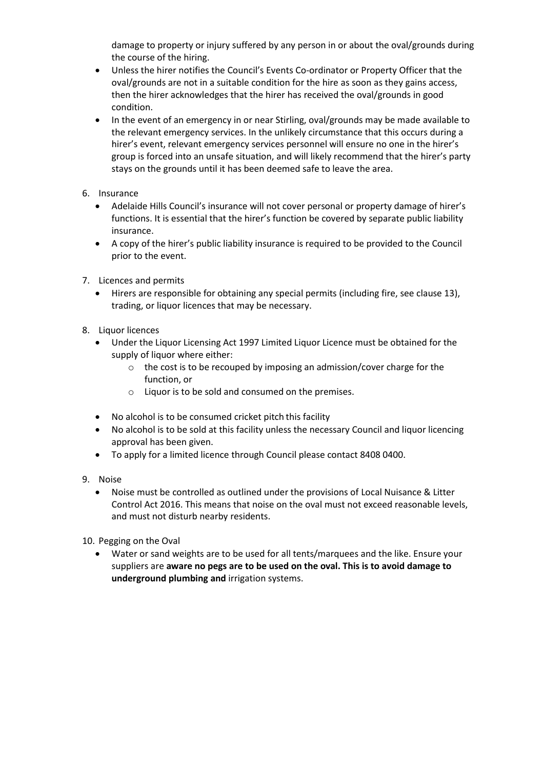damage to property or injury suffered by any person in or about the oval/grounds during the course of the hiring.

- Unless the hirer notifies the Council's Events Co-ordinator or Property Officer that the oval/grounds are not in a suitable condition for the hire as soon as they gains access, then the hirer acknowledges that the hirer has received the oval/grounds in good condition.
- In the event of an emergency in or near Stirling, oval/grounds may be made available to the relevant emergency services. In the unlikely circumstance that this occurs during a hirer's event, relevant emergency services personnel will ensure no one in the hirer's group is forced into an unsafe situation, and will likely recommend that the hirer's party stays on the grounds until it has been deemed safe to leave the area.

6. Insurance
   - Adelaide Hills Council's insurance will not cover personal or property damage of hirer's functions. It is essential that the hirer's function be covered by separate public liability insurance.
   - A copy of the hirer's public liability insurance is required to be provided to the Council prior to the event.

7. Licences and permits
   - Hirers are responsible for obtaining any special permits (including fire, see clause 13), trading, or liquor licences that may be necessary.

8. Liquor licences
   - Under the Liquor Licensing Act 1997 Limited Liquor Licence must be obtained for the supply of liquor where either:
     - the cost is to be recouped by imposing an admission/cover charge for the function, or
     - Liquor is to be sold and consumed on the premises.
   - No alcohol is to be consumed cricket pitch this facility
   - No alcohol is to be sold at this facility unless the necessary Council and liquor licencing approval has been given.
   - To apply for a limited licence through Council please contact 8408 0400.

9. Noise
   - Noise must be controlled as outlined under the provisions of Local Nuisance & Litter Control Act 2016. This means that noise on the oval must not exceed reasonable levels, and must not disturb nearby residents.

10. Pegging on the Oval
    - Water or sand weights are to be used for all tents/marquees and the like. Ensure your suppliers are **aware no pegs are to be used on the oval. This is to avoid damage to underground plumbing and** irrigation systems.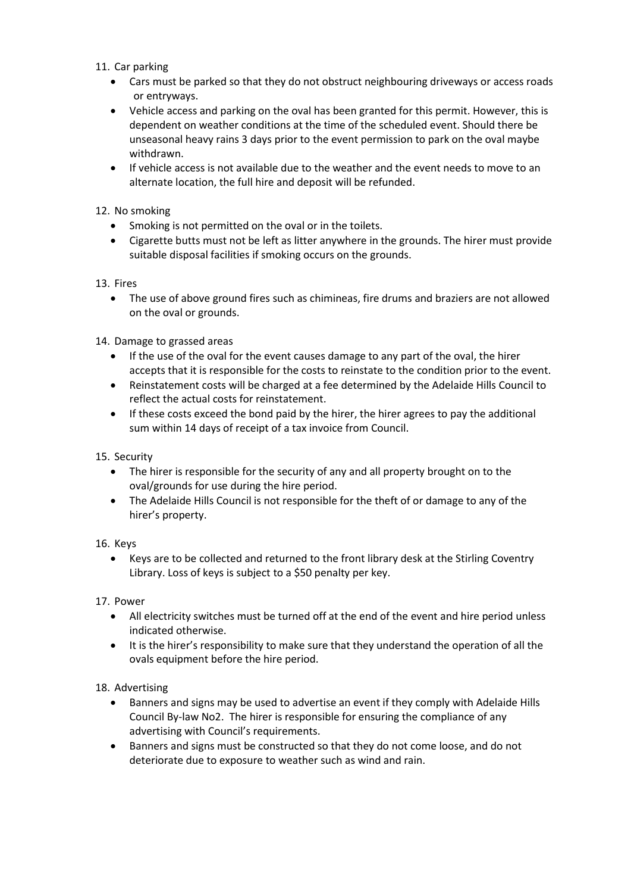11. Car parking
    - Cars must be parked so that they do not obstruct neighbouring driveways or access roads or entryways.
    - Vehicle access and parking on the oval has been granted for this permit. However, this is dependent on weather conditions at the time of the scheduled event. Should there be unseasonal heavy rains 3 days prior to the event permission to park on the oval maybe withdrawn.
    - If vehicle access is not available due to the weather and the event needs to move to an alternate location, the full hire and deposit will be refunded.

12. No smoking
    - Smoking is not permitted on the oval or in the toilets.
    - Cigarette butts must not be left as litter anywhere in the grounds. The hirer must provide suitable disposal facilities if smoking occurs on the grounds.

13. Fires
    - The use of above ground fires such as chimineas, fire drums and braziers are not allowed on the oval or grounds.

14. Damage to grassed areas
    - If the use of the oval for the event causes damage to any part of the oval, the hirer accepts that it is responsible for the costs to reinstate to the condition prior to the event.
    - Reinstatement costs will be charged at a fee determined by the Adelaide Hills Council to reflect the actual costs for reinstatement.
    - If these costs exceed the bond paid by the hirer, the hirer agrees to pay the additional sum within 14 days of receipt of a tax invoice from Council.

15. Security
    - The hirer is responsible for the security of any and all property brought on to the oval/grounds for use during the hire period.
    - The Adelaide Hills Council is not responsible for the theft of or damage to any of the hirer's property.

16. Keys
    - Keys are to be collected and returned to the front library desk at the Stirling Coventry Library. Loss of keys is subject to a $50 penalty per key.

17. Power
    - All electricity switches must be turned off at the end of the event and hire period unless indicated otherwise.
    - It is the hirer's responsibility to make sure that they understand the operation of all the ovals equipment before the hire period.

18. Advertising
    - Banners and signs may be used to advertise an event if they comply with Adelaide Hills Council By-law No2. The hirer is responsible for ensuring the compliance of any advertising with Council's requirements.
    - Banners and signs must be constructed so that they do not come loose, and do not deteriorate due to exposure to weather such as wind and rain.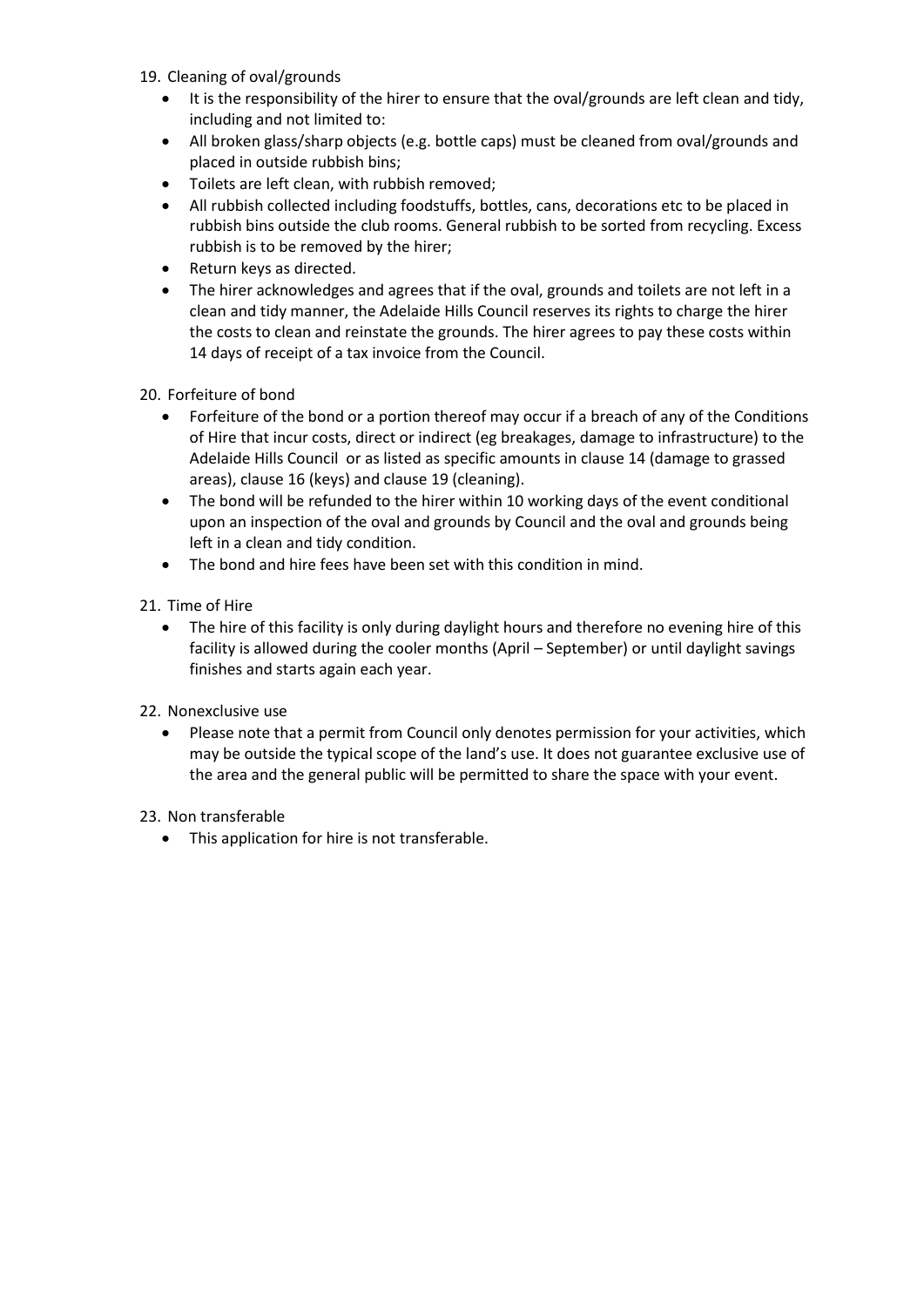19. Cleaning of oval/grounds
    - It is the responsibility of the hirer to ensure that the oval/grounds are left clean and tidy, including and not limited to:
    - All broken glass/sharp objects (e.g. bottle caps) must be cleaned from oval/grounds and placed in outside rubbish bins;
    - Toilets are left clean, with rubbish removed;
    - All rubbish collected including foodstuffs, bottles, cans, decorations etc to be placed in rubbish bins outside the club rooms. General rubbish to be sorted from recycling. Excess rubbish is to be removed by the hirer;
    - Return keys as directed.
    - The hirer acknowledges and agrees that if the oval, grounds and toilets are not left in a clean and tidy manner, the Adelaide Hills Council reserves its rights to charge the hirer the costs to clean and reinstate the grounds. The hirer agrees to pay these costs within 14 days of receipt of a tax invoice from the Council.

20. Forfeiture of bond
    - Forfeiture of the bond or a portion thereof may occur if a breach of any of the Conditions of Hire that incur costs, direct or indirect (eg breakages, damage to infrastructure) to the Adelaide Hills Council or as listed as specific amounts in clause 14 (damage to grassed areas), clause 16 (keys) and clause 19 (cleaning).
    - The bond will be refunded to the hirer within 10 working days of the event conditional upon an inspection of the oval and grounds by Council and the oval and grounds being left in a clean and tidy condition.
    - The bond and hire fees have been set with this condition in mind.

21. Time of Hire
    - The hire of this facility is only during daylight hours and therefore no evening hire of this facility is allowed during the cooler months (April – September) or until daylight savings finishes and starts again each year.

22. Nonexclusive use
    - Please note that a permit from Council only denotes permission for your activities, which may be outside the typical scope of the land's use. It does not guarantee exclusive use of the area and the general public will be permitted to share the space with your event.

23. Non transferable
    - This application for hire is not transferable.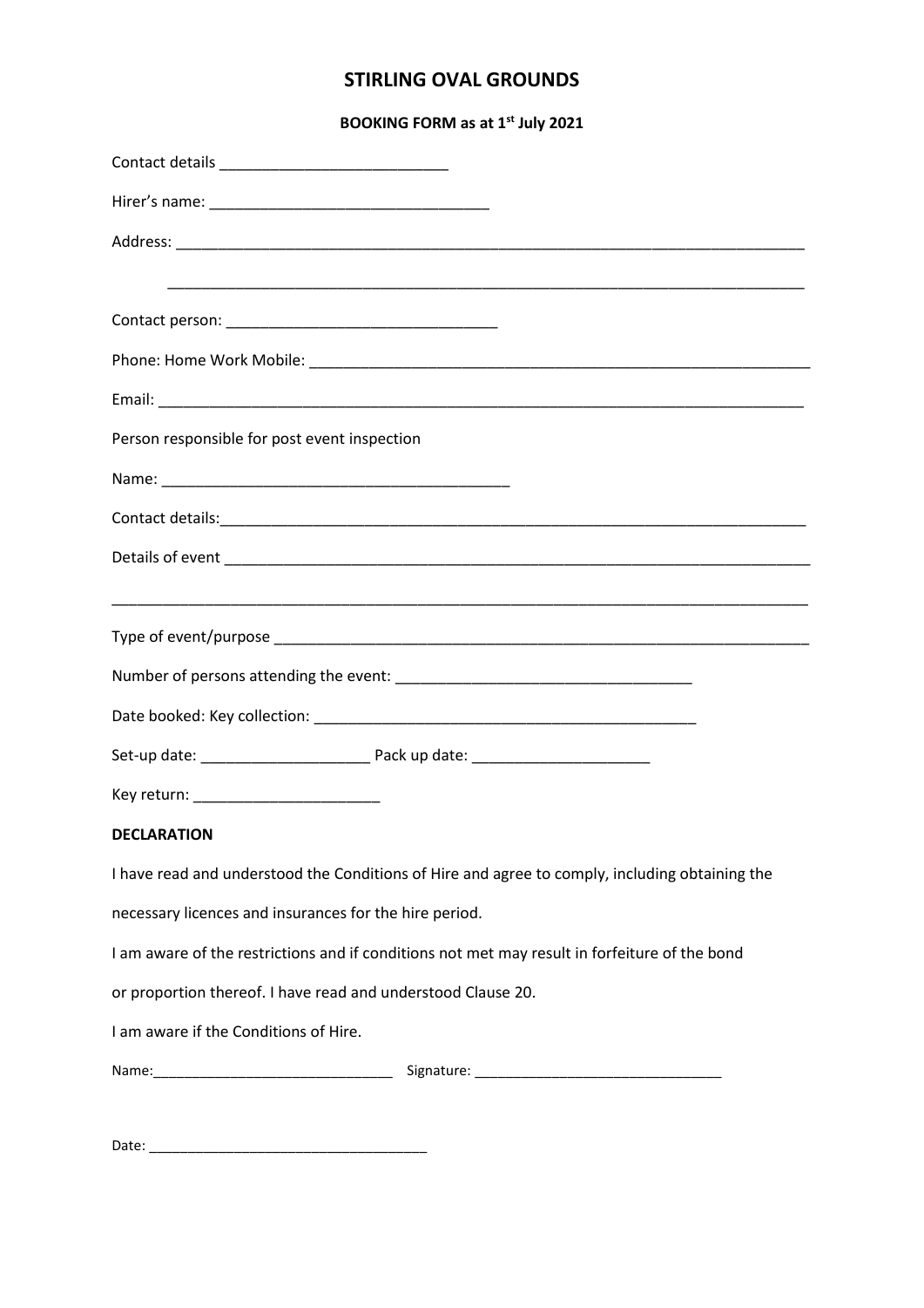# STIRLING OVAL GROUNDS

**BOOKING FORM as at 1st July 2021**

Contact details ___________________________

Hirer's name: _________________________________

Address: ___________________________________________________________________________

___________________________________________________________________________

Contact person: ________________________________

Phone: Home Work Mobile: ___________________________________________________________

Email: ______________________________________________________________________________

Person responsible for post event inspection

Name: __________________________________________

Contact details:_________________________________________________________________________

Details of event ____________________________________________________________________

_____________________________________________________________________________________

Type of event/purpose _______________________________________________________________

Number of persons attending the event: ___________________________________

Date booked: Key collection: _______________________________________________

Set-up date: ____________________ Pack up date: _____________________

Key return: ______________________

**DECLARATION**

I have read and understood the Conditions of Hire and agree to comply, including obtaining the necessary licences and insurances for the hire period.

I am aware of the restrictions and if conditions not met may result in forfeiture of the bond or proportion thereof. I have read and understood Clause 20.

I am aware if the Conditions of Hire.

Name:______________________________ Signature: _______________________________

Date: __________________________________